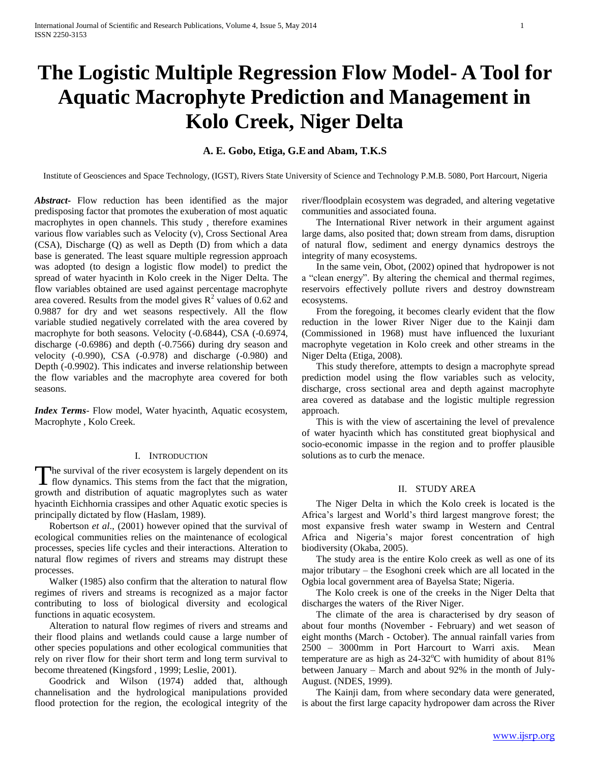# The Logistic Multiple Regression Flow Model- A Tool for Aquatic Macrophyte Prediction and Management in Kolo Creek, Niger Delta

**A. E. Gobo, Etiga, G.E and Abam, T.K.S**

Institute of Geosciences and Space Technology, (IGST), Rivers State University of Science and Technology P.M.B. 5080, Port Harcourt, Nigeria

***Abstract-*** Flow reduction has been identified as the major predisposing factor that promotes the exuberation of most aquatic macrophytes in open channels. This study , therefore examines various flow variables such as Velocity (v), Cross Sectional Area (CSA), Discharge (Q) as well as Depth (D) from which a data base is generated. The least square multiple regression approach was adopted (to design a logistic flow model) to predict the spread of water hyacinth in Kolo creek in the Niger Delta. The flow variables obtained are used against percentage macrophyte area covered. Results from the model gives $R^2$ values of 0.62 and 0.9887 for dry and wet seasons respectively. All the flow variable studied negatively correlated with the area covered by macrophyte for both seasons. Velocity (-0.6844), CSA (-0.6974, discharge (-0.6986) and depth (-0.7566) during dry season and velocity (-0.990), CSA (-0.978) and discharge (-0.980) and Depth (-0.9902). This indicates and inverse relationship between the flow variables and the macrophyte area covered for both seasons.

***Index Terms*-** Flow model, Water hyacinth, Aquatic ecosystem, Macrophyte , Kolo Creek.

## I. Introduction

The survival of the river ecosystem is largely dependent on its flow dynamics. This stems from the fact that the migration, growth and distribution of aquatic magroplytes such as water hyacinth Eichhornia crassipes and other Aquatic exotic species is principally dictated by flow (Haslam, 1989).

Robertson *et al*., (2001) however opined that the survival of ecological communities relies on the maintenance of ecological processes, species life cycles and their interactions. Alteration to natural flow regimes of rivers and streams may distrupt these processes.

Walker (1985) also confirm that the alteration to natural flow regimes of rivers and streams is recognized as a major factor contributing to loss of biological diversity and ecological functions in aquatic ecosystem.

Alteration to natural flow regimes of rivers and streams and their flood plains and wetlands could cause a large number of other species populations and other ecological communities that rely on river flow for their short term and long term survival to become threatened (Kingsford , 1999; Leslie, 2001).

Goodrick and Wilson (1974) added that, although channelisation and the hydrological manipulations provided flood protection for the region, the ecological integrity of the river/floodplain ecosystem was degraded, and altering vegetative communities and associated founa.

The International River network in their argument against large dams, also posited that; down stream from dams, disruption of natural flow, sediment and energy dynamics destroys the integrity of many ecosystems.

In the same vein, Obot, (2002) opined that hydropower is not a "clean energy". By altering the chemical and thermal regimes, reservoirs effectively pollute rivers and destroy downstream ecosystems.

From the foregoing, it becomes clearly evident that the flow reduction in the lower River Niger due to the Kainji dam (Commissioned in 1968) must have influenced the luxuriant macrophyte vegetation in Kolo creek and other streams in the Niger Delta (Etiga, 2008).

This study therefore, attempts to design a macrophyte spread prediction model using the flow variables such as velocity, discharge, cross sectional area and depth against macrophyte area covered as database and the logistic multiple regression approach.

This is with the view of ascertaining the level of prevalence of water hyacinth which has constituted great biophysical and socio-economic impasse in the region and to proffer plausible solutions as to curb the menace.

## II. Study Area

The Niger Delta in which the Kolo creek is located is the Africa's largest and World's third largest mangrove forest; the most expansive fresh water swamp in Western and Central Africa and Nigeria's major forest concentration of high biodiversity (Okaba, 2005).

The study area is the entire Kolo creek as well as one of its major tributary – the Esoghoni creek which are all located in the Ogbia local government area of Bayelsa State; Nigeria.

The Kolo creek is one of the creeks in the Niger Delta that discharges the waters of the River Niger.

The climate of the area is characterised by dry season of about four months (November - February) and wet season of eight months (March - October). The annual rainfall varies from 2500 – 3000mm in Port Harcourt to Warri axis. Mean temperature are as high as 24-32°C with humidity of about 81% between January – March and about 92% in the month of July-August. (NDES, 1999).

The Kainji dam, from where secondary data were generated, is about the first large capacity hydropower dam across the River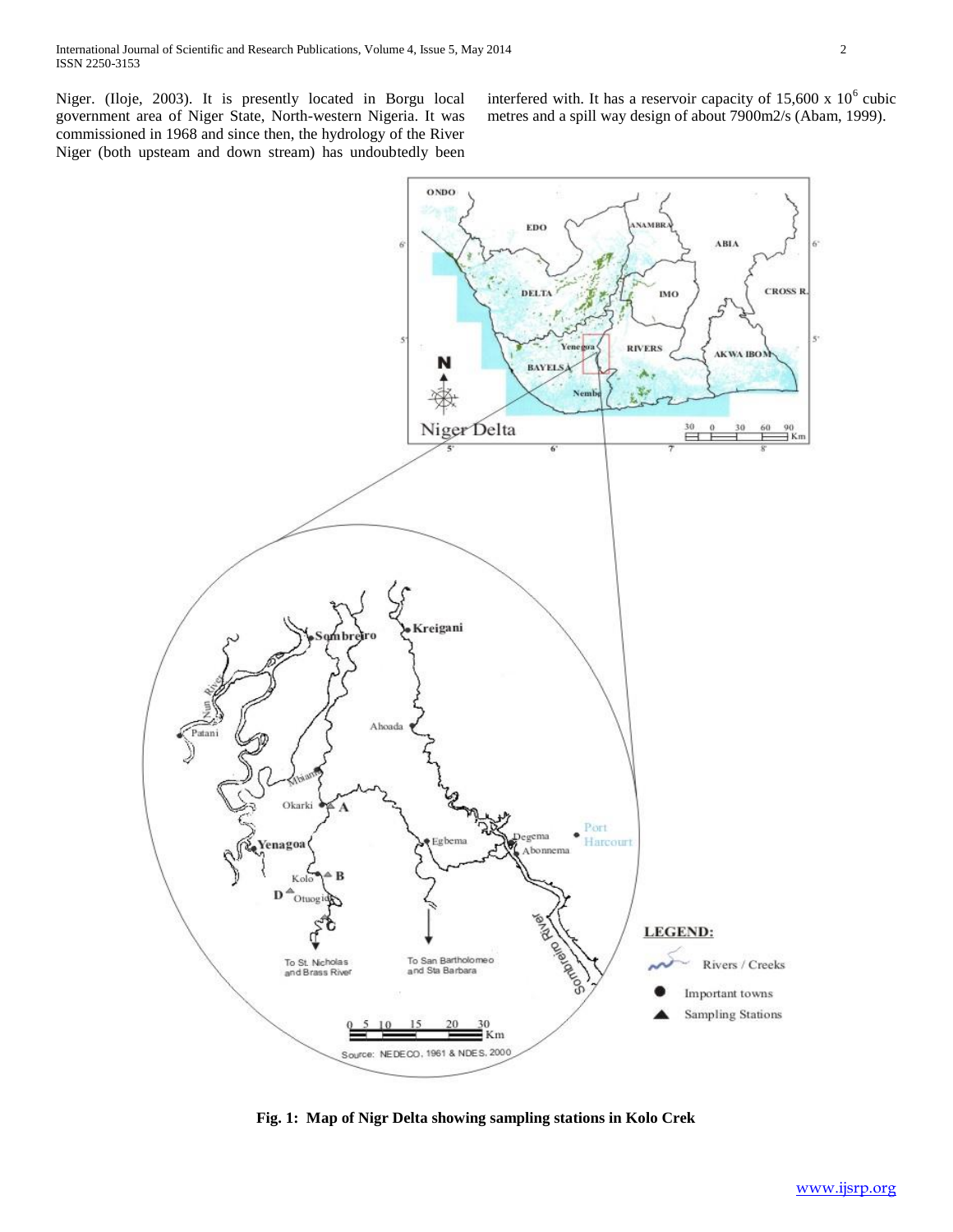Niger. (Iloje, 2003). It is presently located in Borgu local government area of Niger State, North-western Nigeria. It was commissioned in 1968 and since then, the hydrology of the River Niger (both upsteam and down stream) has undoubtedly been interfered with. It has a reservoir capacity of $15,600 \times 10^6$ cubic metres and a spill way design of about 7900m2/s (Abam, 1999).

**Fig. 1: Map of Nigr Delta showing sampling stations in Kolo Crek**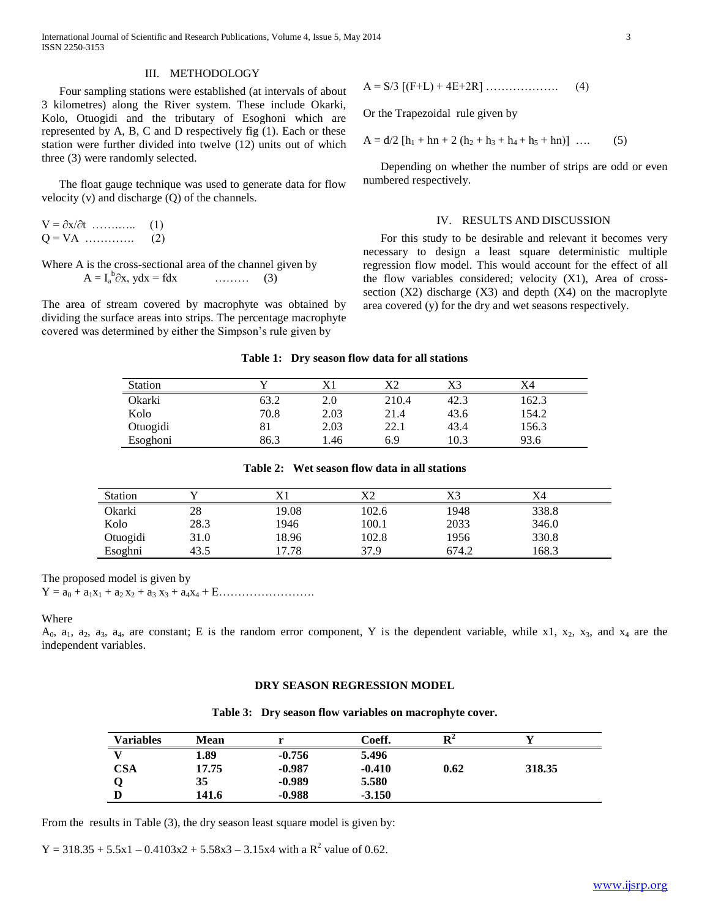## III. METHODOLOGY

Four sampling stations were established (at intervals of about 3 kilometres) along the River system. These include Okarki, Kolo, Otuogidi and the tributary of Esoghoni which are represented by A, B, C and D respectively fig (1). Each or these station were further divided into twelve (12) units out of which three (3) were randomly selected.

The float gauge technique was used to generate data for flow velocity (v) and discharge (Q) of the channels.

$$V = \partial x/\partial t \quad \ldots\ldots\ldots\ldots \quad (1)$$

$$Q = VA \quad \ldots\ldots\ldots\ldots \quad (2)$$

Where A is the cross-sectional area of the channel given by

$$A = I_a^b \partial x, \; ydx = fdx \quad \ldots\ldots\ldots \quad (3)$$

The area of stream covered by macrophyte was obtained by dividing the surface areas into strips. The percentage macrophyte covered was determined by either the Simpson's rule given by

$$A = S/3 \; [(F+L) + 4E+2R] \; \ldots\ldots\ldots\ldots\ldots\ldots \quad (4)$$

Or the Trapezoidal rule given by

$$A = d/2 \; [h_1 + hn + 2 \; (h_2 + h_3 + h_4 + h_5 + hn)] \; \ldots. \quad (5)$$

Depending on whether the number of strips are odd or even numbered respectively.

## IV. RESULTS AND DISCUSSION

For this study to be desirable and relevant it becomes very necessary to design a least square deterministic multiple regression flow model. This would account for the effect of all the flow variables considered; velocity (X1), Area of cross-section (X2) discharge (X3) and depth (X4) on the macroplyte area covered (y) for the dry and wet seasons respectively.

**Table 1: Dry season flow data for all stations**

| Station | Y | X1 | X2 | X3 | X4 |
|---|---|---|---|---|---|
| Okarki | 63.2 | 2.0 | 210.4 | 42.3 | 162.3 |
| Kolo | 70.8 | 2.03 | 21.4 | 43.6 | 154.2 |
| Otuogidi | 81 | 2.03 | 22.1 | 43.4 | 156.3 |
| Esoghoni | 86.3 | 1.46 | 6.9 | 10.3 | 93.6 |

**Table 2: Wet season flow data in all stations**

| Station | Y | X1 | X2 | X3 | X4 |
|---|---|---|---|---|---|
| Okarki | 28 | 19.08 | 102.6 | 1948 | 338.8 |
| Kolo | 28.3 | 1946 | 100.1 | 2033 | 346.0 |
| Otuogidi | 31.0 | 18.96 | 102.8 | 1956 | 330.8 |
| Esoghni | 43.5 | 17.78 | 37.9 | 674.2 | 168.3 |

The proposed model is given by

$$Y = a_0 + a_1x_1 + a_2\,x_2 + a_3\,x_3 + a_4x_4 + E\ldots\ldots\ldots\ldots\ldots\ldots\ldots\ldots\ldots$$

Where

$A_0$, $a_1$, $a_2$, $a_3$, $a_4$, are constant; E is the random error component, Y is the dependent variable, while x1, $x_2$, $x_3$, and $x_4$ are the independent variables.

### DRY SEASON REGRESSION MODEL

**Table 3: Dry season flow variables on macrophyte cover.**

| Variables | Mean | r | Coeff. | $R^2$ | Y |
|---|---|---|---|---|---|
| **V** | **1.89** | **-0.756** | **5.496** | | |
| **CSA** | **17.75** | **-0.987** | **-0.410** | **0.62** | **318.35** |
| **Q** | **35** | **-0.989** | **5.580** | | |
| **D** | **141.6** | **-0.988** | **-3.150** | | |

From the results in Table (3), the dry season least square model is given by:

$Y = 318.35 + 5.5x1 - 0.4103x2 + 5.58x3 - 3.15x4$ with a $R^2$ value of 0.62.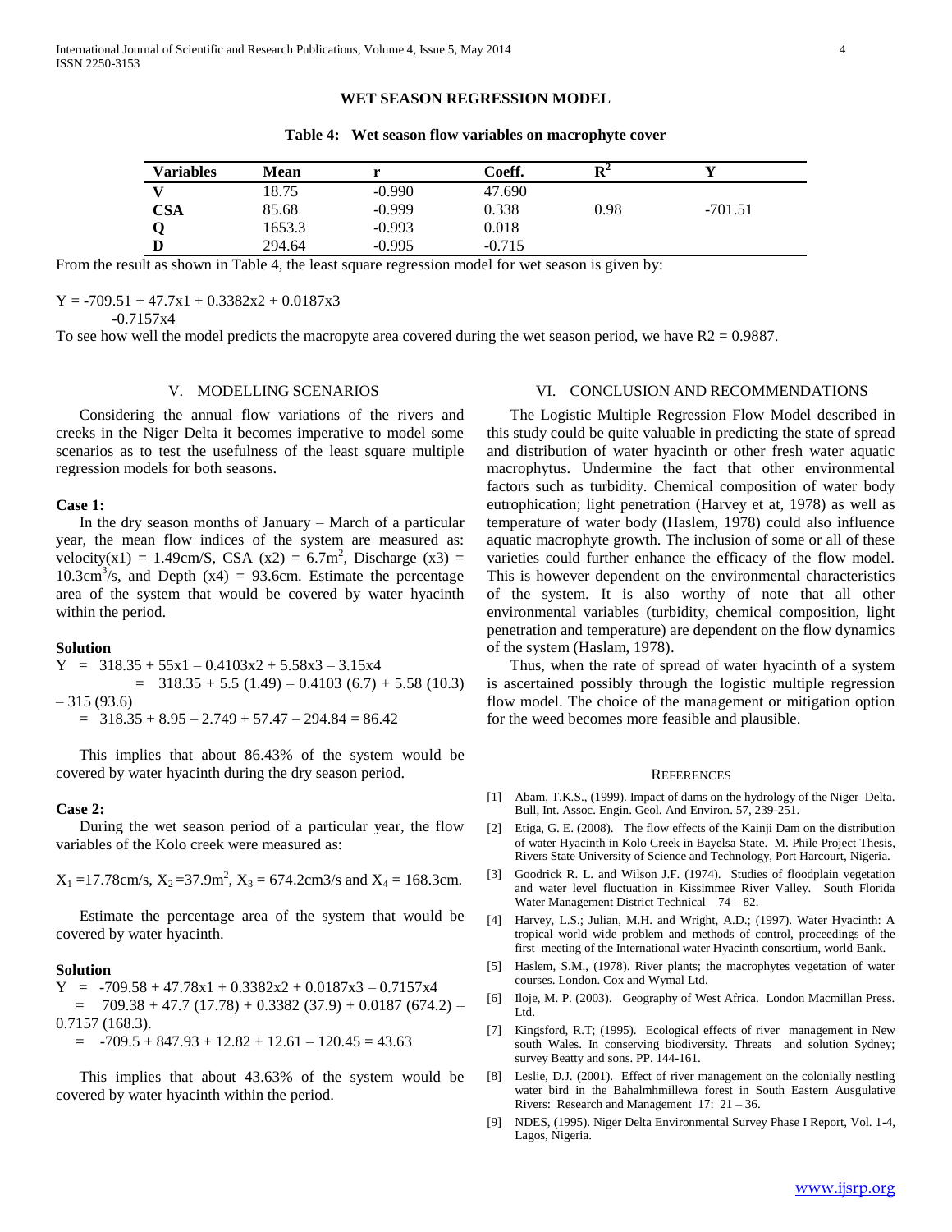## WET SEASON REGRESSION MODEL

**Table 4: Wet season flow variables on macrophyte cover**

| Variables | Mean | r | Coeff. | $R^2$ | Y |
|---|---|---|---|---|---|
| **V** | 18.75 | -0.990 | 47.690 | | |
| **CSA** | 85.68 | -0.999 | 0.338 | 0.98 | -701.51 |
| **Q** | 1653.3 | -0.993 | 0.018 | | |
| **D** | 294.64 | -0.995 | -0.715 | | |

From the result as shown in Table 4, the least square regression model for wet season is given by:

$$Y = -709.51 + 47.7x1 + 0.3382x2 + 0.0187x3 - 0.7157x4$$

To see how well the model predicts the macropyte area covered during the wet season period, we have R2 = 0.9887.

## V. MODELLING SCENARIOS

Considering the annual flow variations of the rivers and creeks in the Niger Delta it becomes imperative to model some scenarios as to test the usefulness of the least square multiple regression models for both seasons.

**Case 1:**

In the dry season months of January – March of a particular year, the mean flow indices of the system are measured as: velocity(x1) = 1.49cm/S, CSA (x2) = 6.7m$^2$, Discharge (x3) = 10.3cm$^3$/s, and Depth (x4) = 93.6cm. Estimate the percentage area of the system that would be covered by water hyacinth within the period.

**Solution**

$$Y = 318.35 + 55x1 - 0.4103x2 + 5.58x3 - 3.15x4$$
$$= 318.35 + 5.5 (1.49) - 0.4103 (6.7) + 5.58 (10.3) - 315 (93.6)$$
$$= 318.35 + 8.95 - 2.749 + 57.47 - 294.84 = 86.42$$

This implies that about 86.43% of the system would be covered by water hyacinth during the dry season period.

**Case 2:**

During the wet season period of a particular year, the flow variables of the Kolo creek were measured as:

$X_1$ =17.78cm/s, $X_2$ =37.9m$^2$, $X_3$ = 674.2cm3/s and $X_4$ = 168.3cm.

Estimate the percentage area of the system that would be covered by water hyacinth.

**Solution**

$$Y = -709.58 + 47.78x1 + 0.3382x2 + 0.0187x3 - 0.7157x4$$
$$= 709.38 + 47.7 (17.78) + 0.3382 (37.9) + 0.0187 (674.2) - 0.7157 (168.3).$$
$$= -709.5 + 847.93 + 12.82 + 12.61 - 120.45 = 43.63$$

This implies that about 43.63% of the system would be covered by water hyacinth within the period.

## VI. CONCLUSION AND RECOMMENDATIONS

The Logistic Multiple Regression Flow Model described in this study could be quite valuable in predicting the state of spread and distribution of water hyacinth or other fresh water aquatic macrophytus. Undermine the fact that other environmental factors such as turbidity. Chemical composition of water body eutrophication; light penetration (Harvey et at, 1978) as well as temperature of water body (Haslem, 1978) could also influence aquatic macrophyte growth. The inclusion of some or all of these varieties could further enhance the efficacy of the flow model. This is however dependent on the environmental characteristics of the system. It is also worthy of note that all other environmental variables (turbidity, chemical composition, light penetration and temperature) are dependent on the flow dynamics of the system (Haslam, 1978).

Thus, when the rate of spread of water hyacinth of a system is ascertained possibly through the logistic multiple regression flow model. The choice of the management or mitigation option for the weed becomes more feasible and plausible.

## REFERENCES

[1] Abam, T.K.S., (1999). Impact of dams on the hydrology of the Niger Delta. Bull, Int. Assoc. Engin. Geol. And Environ. 57, 239-251.

[2] Etiga, G. E. (2008). The flow effects of the Kainji Dam on the distribution of water Hyacinth in Kolo Creek in Bayelsa State. M. Phile Project Thesis, Rivers State University of Science and Technology, Port Harcourt, Nigeria.

[3] Goodrick R. L. and Wilson J.F. (1974). Studies of floodplain vegetation and water level fluctuation in Kissimmee River Valley. South Florida Water Management District Technical 74 – 82.

[4] Harvey, L.S.; Julian, M.H. and Wright, A.D.; (1997). Water Hyacinth: A tropical world wide problem and methods of control, proceedings of the first meeting of the International water Hyacinth consortium, world Bank.

[5] Haslem, S.M., (1978). River plants; the macrophytes vegetation of water courses. London. Cox and Wymal Ltd.

[6] Iloje, M. P. (2003). Geography of West Africa. London Macmillan Press. Ltd.

[7] Kingsford, R.T; (1995). Ecological effects of river management in New south Wales. In conserving biodiversity. Threats and solution Sydney; survey Beatty and sons. PP. 144-161.

[8] Leslie, D.J. (2001). Effect of river management on the colonially nestling water bird in the Bahalmhmillewa forest in South Eastern Ausgulative Rivers: Research and Management 17: 21 – 36.

[9] NDES, (1995). Niger Delta Environmental Survey Phase I Report, Vol. 1-4, Lagos, Nigeria.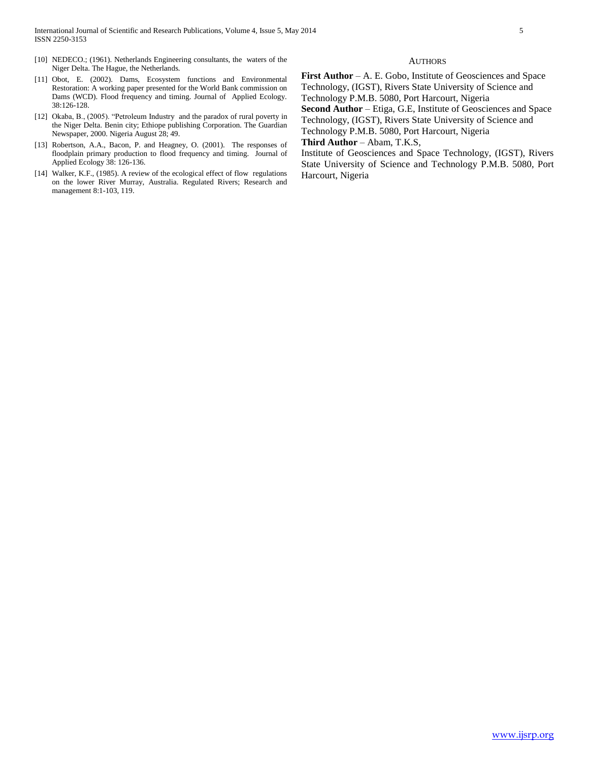[10] NEDECO.; (1961). Netherlands Engineering consultants, the waters of the Niger Delta. The Hague, the Netherlands.

[11] Obot, E. (2002). Dams, Ecosystem functions and Environmental Restoration: A working paper presented for the World Bank commission on Dams (WCD). Flood frequency and timing. Journal of Applied Ecology. 38:126-128.

[12] Okaba, B., (2005). "Petroleum Industry and the paradox of rural poverty in the Niger Delta. Benin city; Ethiope publishing Corporation. The Guardian Newspaper, 2000. Nigeria August 28; 49.

[13] Robertson, A.A., Bacon, P. and Heagney, O. (2001). The responses of floodplain primary production to flood frequency and timing. Journal of Applied Ecology 38: 126-136.

[14] Walker, K.F., (1985). A review of the ecological effect of flow regulations on the lower River Murray, Australia. Regulated Rivers; Research and management 8:1-103, 119.

## Authors

**First Author** – A. E. Gobo, Institute of Geosciences and Space Technology, (IGST), Rivers State University of Science and Technology P.M.B. 5080, Port Harcourt, Nigeria

**Second Author** – Etiga, G.E, Institute of Geosciences and Space Technology, (IGST), Rivers State University of Science and Technology P.M.B. 5080, Port Harcourt, Nigeria

**Third Author** – Abam, T.K.S, Institute of Geosciences and Space Technology, (IGST), Rivers State University of Science and Technology P.M.B. 5080, Port Harcourt, Nigeria